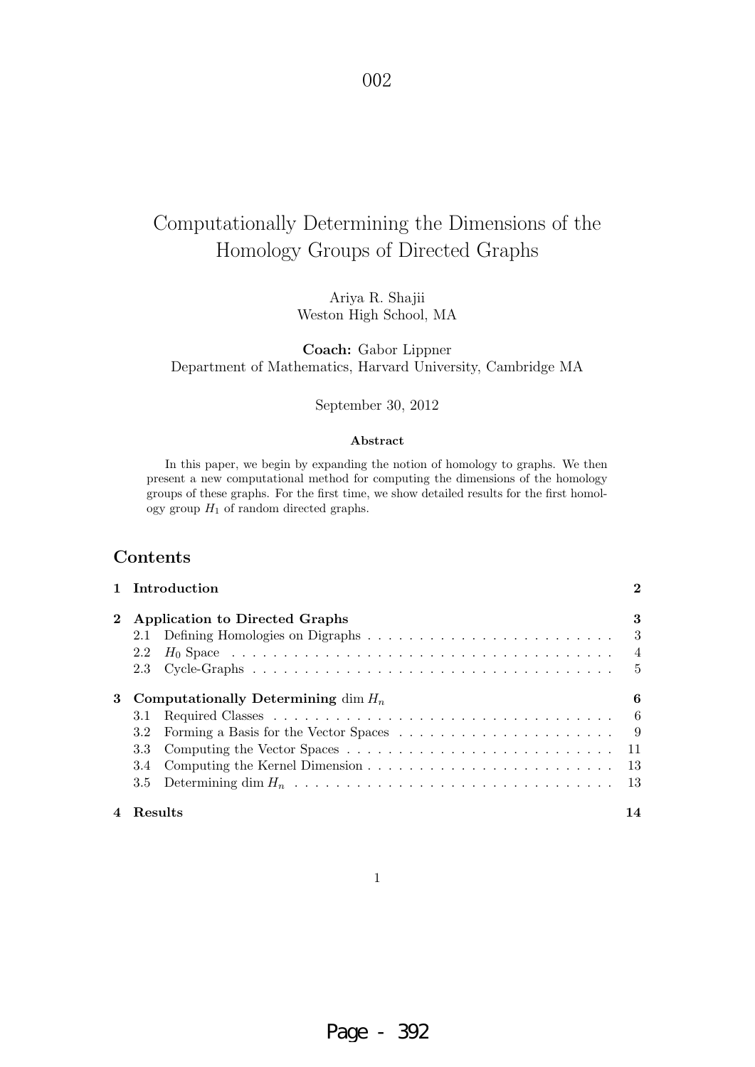002

# Computationally Determining the Dimensions of the Homology Groups of Directed Graphs

Ariya R. Shajii
Weston High School, MA

**Coach:** Gabor Lippner
Department of Mathematics, Harvard University, Cambridge MA

September 30, 2012

**Abstract**

In this paper, we begin by expanding the notion of homology to graphs. We then present a new computational method for computing the dimensions of the homology groups of these graphs. For the first time, we show detailed results for the first homology group $H_1$ of random directed graphs.

## Contents

- **1 Introduction** — 2
- **2 Application to Directed Graphs** — 3
  - 2.1 Defining Homologies on Digraphs — 3
  - 2.2 $H_0$ Space — 4
  - 2.3 Cycle-Graphs — 5
- **3 Computationally Determining $\dim H_n$** — 6
  - 3.1 Required Classes — 6
  - 3.2 Forming a Basis for the Vector Spaces — 9
  - 3.3 Computing the Vector Spaces — 11
  - 3.4 Computing the Kernel Dimension — 13
  - 3.5 Determining $\dim H_n$ — 13
- **4 Results** — 14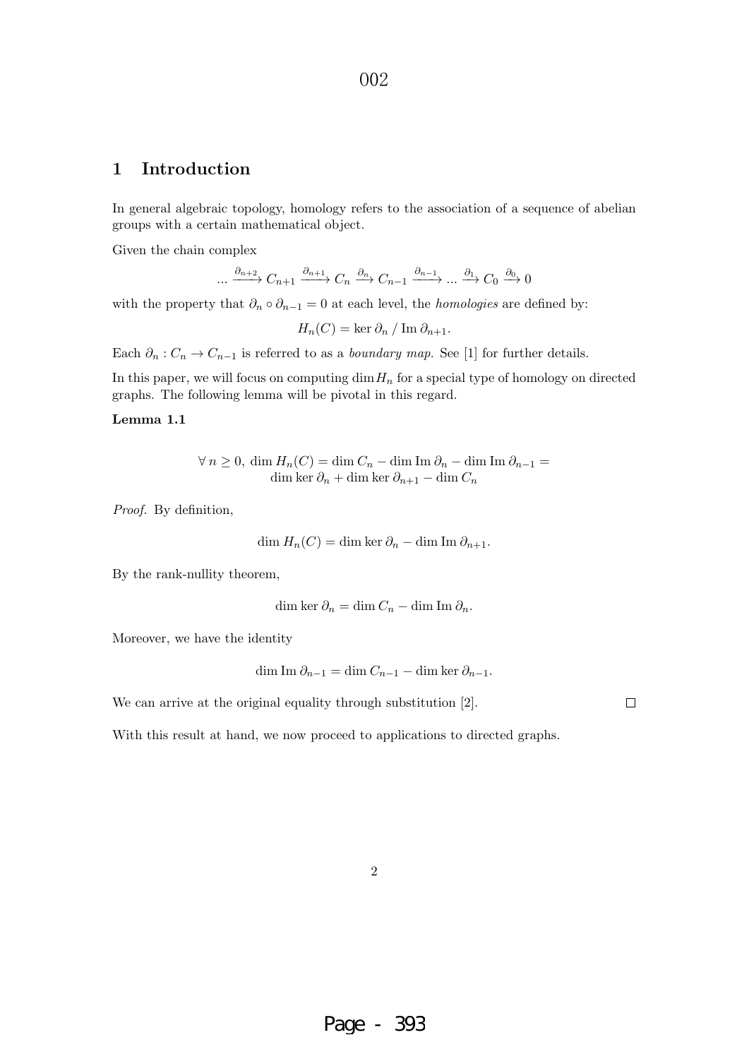## 1 Introduction

In general algebraic topology, homology refers to the association of a sequence of abelian groups with a certain mathematical object.

Given the chain complex

$$\dots \xrightarrow{\partial_{n+2}} C_{n+1} \xrightarrow{\partial_{n+1}} C_n \xrightarrow{\partial_n} C_{n-1} \xrightarrow{\partial_{n-1}} \dots \xrightarrow{\partial_1} C_0 \xrightarrow{\partial_0} 0$$

with the property that $\partial_n \circ \partial_{n-1} = 0$ at each level, the *homologies* are defined by:

$$H_n(C) = \ker \partial_n \,/\, \mathrm{Im}\, \partial_{n+1}.$$

Each $\partial_n : C_n \to C_{n-1}$ is referred to as a *boundary map*. See [1] for further details.

In this paper, we will focus on computing $\dim H_n$ for a special type of homology on directed graphs. The following lemma will be pivotal in this regard.

**Lemma 1.1**

$$\forall\, n \geq 0,\ \dim H_n(C) = \dim C_n - \dim \mathrm{Im}\, \partial_n - \dim \mathrm{Im}\, \partial_{n-1} = \dim \ker \partial_n + \dim \ker \partial_{n+1} - \dim C_n$$

*Proof.* By definition,

$$\dim H_n(C) = \dim \ker \partial_n - \dim \mathrm{Im}\, \partial_{n+1}.$$

By the rank-nullity theorem,

$$\dim \ker \partial_n = \dim C_n - \dim \mathrm{Im}\, \partial_n.$$

Moreover, we have the identity

$$\dim \mathrm{Im}\, \partial_{n-1} = \dim C_{n-1} - \dim \ker \partial_{n-1}.$$

We can arrive at the original equality through substitution [2]. □

With this result at hand, we now proceed to applications to directed graphs.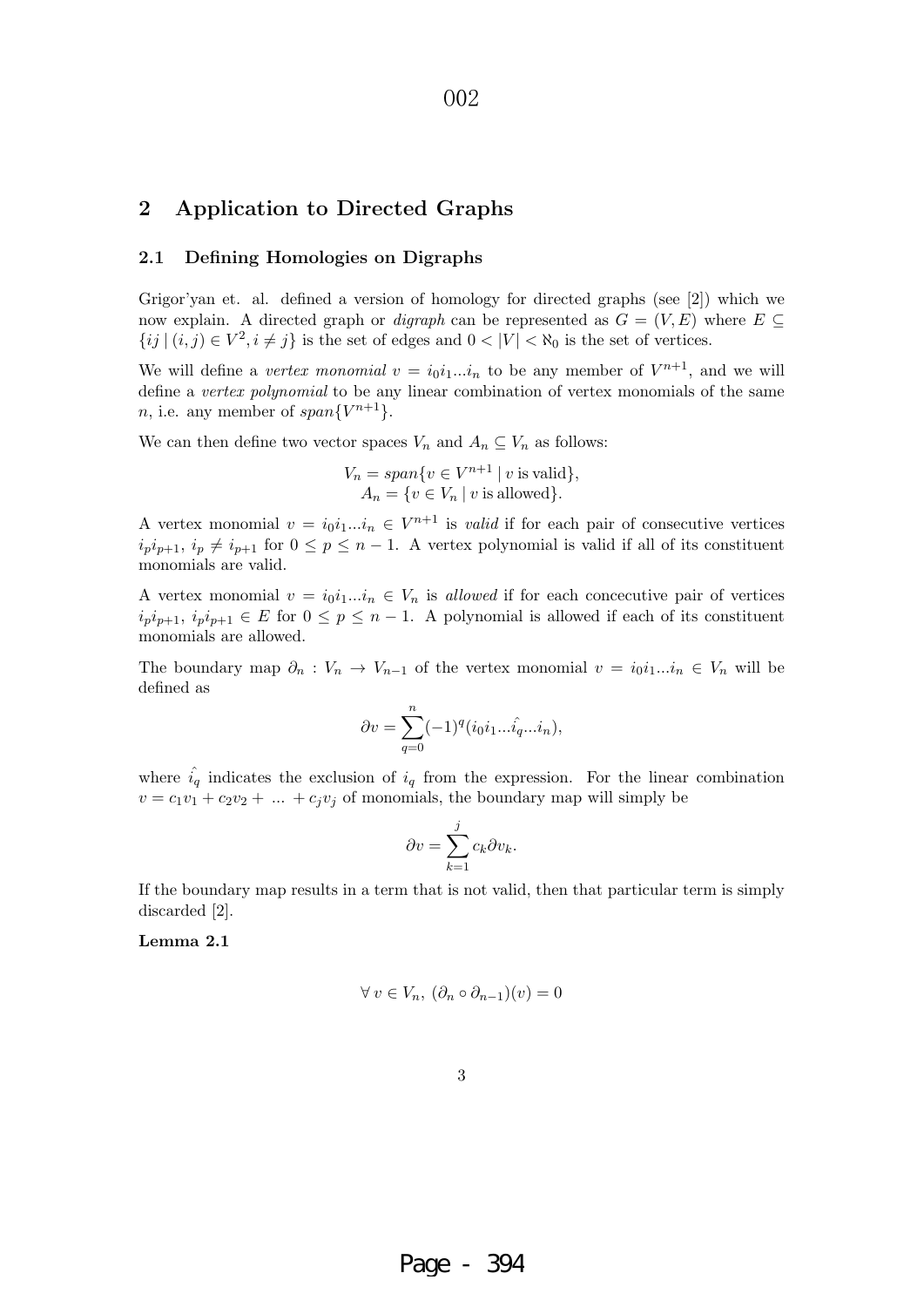## 2 Application to Directed Graphs

### 2.1 Defining Homologies on Digraphs

Grigor'yan et. al. defined a version of homology for directed graphs (see [2]) which we now explain. A directed graph or *digraph* can be represented as $G = (V, E)$ where $E \subseteq \{ij \mid (i,j) \in V^2, i \neq j\}$ is the set of edges and $0 < |V| < \aleph_0$ is the set of vertices.

We will define a *vertex monomial* $v = i_0 i_1 ... i_n$ to be any member of $V^{n+1}$, and we will define a *vertex polynomial* to be any linear combination of vertex monomials of the same $n$, i.e. any member of $span\{V^{n+1}\}$.

We can then define two vector spaces $V_n$ and $A_n \subseteq V_n$ as follows:

$$V_n = span\{v \in V^{n+1} \mid v \text{ is valid}\},$$
$$A_n = \{v \in V_n \mid v \text{ is allowed}\}.$$

A vertex monomial $v = i_0 i_1 ... i_n \in V^{n+1}$ is *valid* if for each pair of consecutive vertices $i_p i_{p+1}$, $i_p \neq i_{p+1}$ for $0 \leq p \leq n-1$. A vertex polynomial is valid if all of its constituent monomials are valid.

A vertex monomial $v = i_0 i_1 ... i_n \in V_n$ is *allowed* if for each concecutive pair of vertices $i_p i_{p+1}$, $i_p i_{p+1} \in E$ for $0 \leq p \leq n-1$. A polynomial is allowed if each of its constituent monomials are allowed.

The boundary map $\partial_n : V_n \to V_{n-1}$ of the vertex monomial $v = i_0 i_1 ... i_n \in V_n$ will be defined as

$$\partial v = \sum_{q=0}^{n} (-1)^q (i_0 i_1 ... \hat{i_q} ... i_n),$$

where $\hat{i_q}$ indicates the exclusion of $i_q$ from the expression. For the linear combination $v = c_1 v_1 + c_2 v_2 + \, ... \, + c_j v_j$ of monomials, the boundary map will simply be

$$\partial v = \sum_{k=1}^{j} c_k \partial v_k.$$

If the boundary map results in a term that is not valid, then that particular term is simply discarded [2].

**Lemma 2.1**

$$\forall \, v \in V_n, \; (\partial_n \circ \partial_{n-1})(v) = 0$$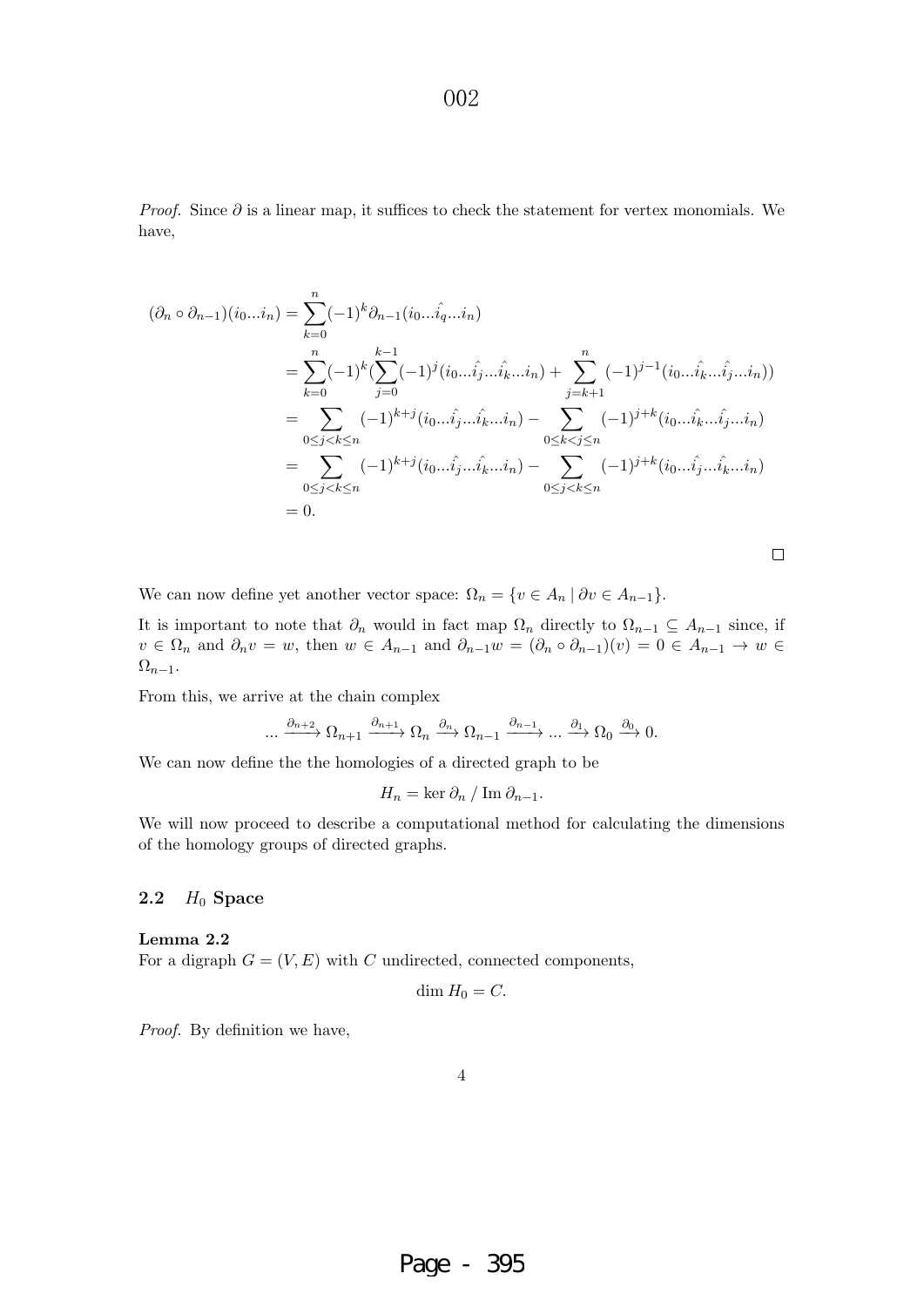*Proof.* Since $\partial$ is a linear map, it suffices to check the statement for vertex monomials. We have,

$$
\begin{aligned}
(\partial_n \circ \partial_{n-1})(i_0...i_n) &= \sum_{k=0}^{n}(-1)^k \partial_{n-1}(i_0...\hat{i_q}...i_n) \\
&= \sum_{k=0}^{n}(-1)^k (\sum_{j=0}^{k-1}(-1)^j (i_0...\hat{i_j}...\hat{i_k}...i_n) + \sum_{j=k+1}^{n}(-1)^{j-1}(i_0...\hat{i_k}...\hat{i_j}...i_n)) \\
&= \sum_{0\leq j<k\leq n}(-1)^{k+j}(i_0...\hat{i_j}...\hat{i_k}...i_n) - \sum_{0\leq k<j\leq n}(-1)^{j+k}(i_0...\hat{i_k}...\hat{i_j}...i_n) \\
&= \sum_{0\leq j<k\leq n}(-1)^{k+j}(i_0...\hat{i_j}...\hat{i_k}...i_n) - \sum_{0\leq j<k\leq n}(-1)^{j+k}(i_0...\hat{i_j}...\hat{i_k}...i_n) \\
&= 0.
\end{aligned}
$$

□

We can now define yet another vector space: $\Omega_n = \{v \in A_n \mid \partial v \in A_{n-1}\}$.

It is important to note that $\partial_n$ would in fact map $\Omega_n$ directly to $\Omega_{n-1} \subseteq A_{n-1}$ since, if $v \in \Omega_n$ and $\partial_n v = w$, then $w \in A_{n-1}$ and $\partial_{n-1} w = (\partial_n \circ \partial_{n-1})(v) = 0 \in A_{n-1} \to w \in \Omega_{n-1}$.

From this, we arrive at the chain complex

$$
... \xrightarrow{\partial_{n+2}} \Omega_{n+1} \xrightarrow{\partial_{n+1}} \Omega_n \xrightarrow{\partial_n} \Omega_{n-1} \xrightarrow{\partial_{n-1}} ... \xrightarrow{\partial_1} \Omega_0 \xrightarrow{\partial_0} 0.
$$

We can now define the the homologies of a directed graph to be

$$
H_n = \ker \partial_n \,/\, \operatorname{Im} \partial_{n-1}.
$$

We will now proceed to describe a computational method for calculating the dimensions of the homology groups of directed graphs.

### 2.2 $H_0$ Space

**Lemma 2.2**
For a digraph $G = (V, E)$ with $C$ undirected, connected components,

$$
\dim H_0 = C.
$$

*Proof.* By definition we have,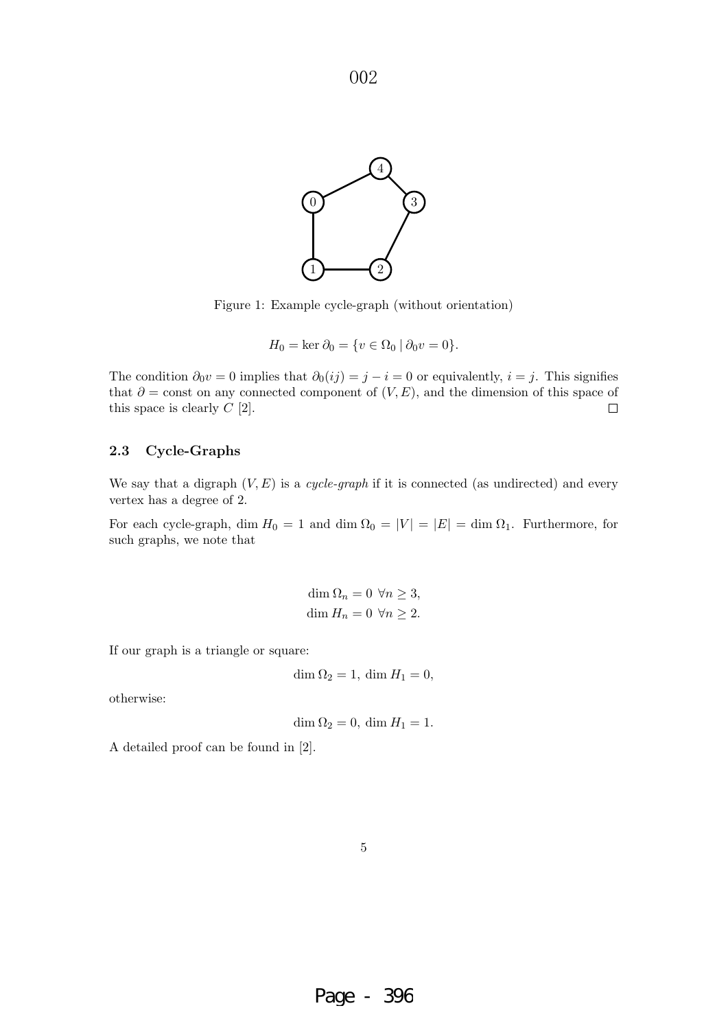Figure 1: Example cycle-graph (without orientation)

$$H_0 = \ker \partial_0 = \{v \in \Omega_0 \mid \partial_0 v = 0\}.$$

The condition $\partial_0 v = 0$ implies that $\partial_0(ij) = j - i = 0$ or equivalently, $i = j$. This signifies that $\partial = \text{const}$ on any connected component of $(V, E)$, and the dimension of this space of this space is clearly $C$ [2]. □

### 2.3 Cycle-Graphs

We say that a digraph $(V, E)$ is a *cycle-graph* if it is connected (as undirected) and every vertex has a degree of 2.

For each cycle-graph, $\dim H_0 = 1$ and $\dim \Omega_0 = |V| = |E| = \dim \Omega_1$. Furthermore, for such graphs, we note that

$$\dim \Omega_n = 0 \ \forall n \geq 3,$$
$$\dim H_n = 0 \ \forall n \geq 2.$$

If our graph is a triangle or square:

$$\dim \Omega_2 = 1, \ \dim H_1 = 0,$$

otherwise:

$$\dim \Omega_2 = 0, \ \dim H_1 = 1.$$

A detailed proof can be found in [2].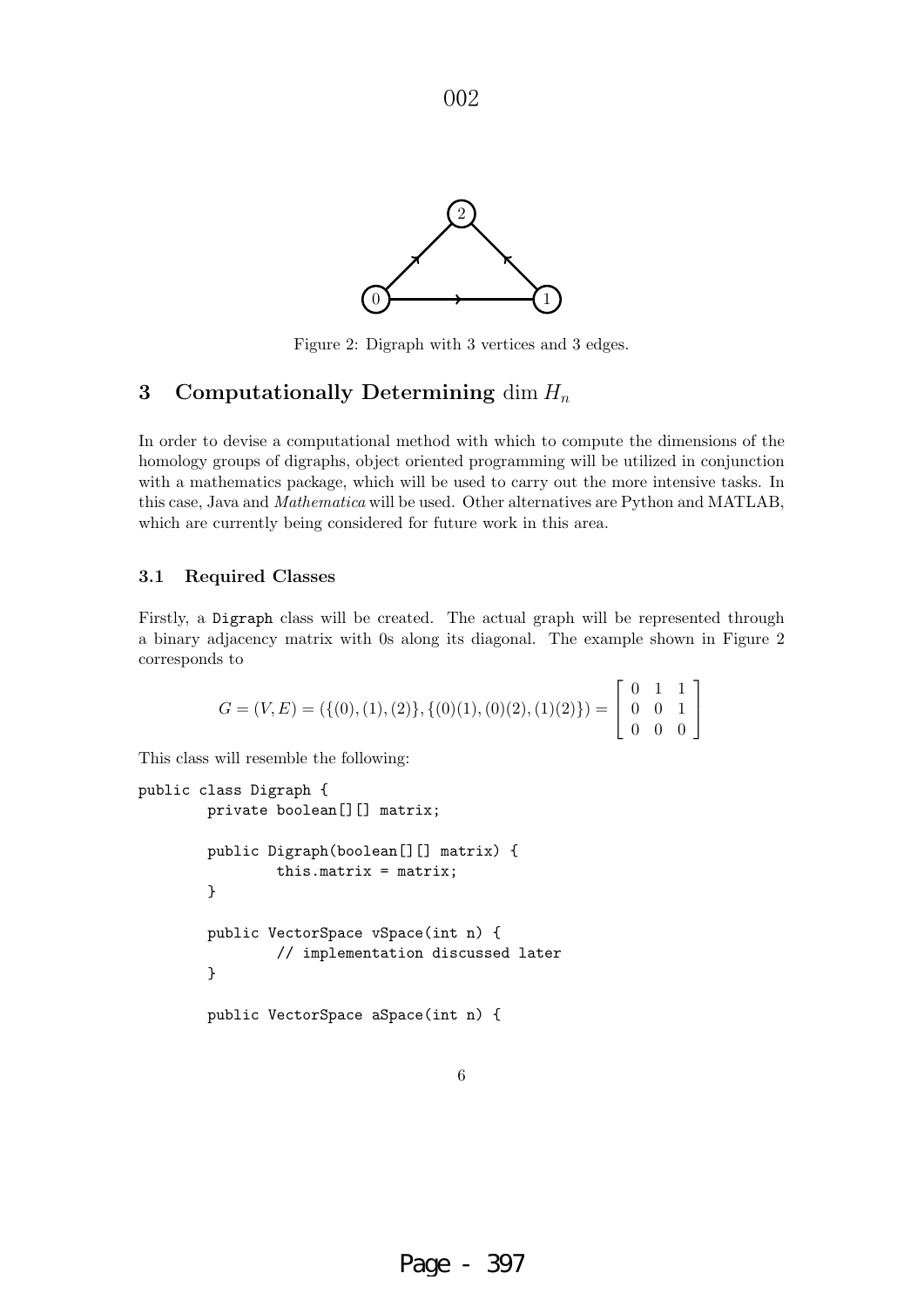Figure 2: Digraph with 3 vertices and 3 edges.

## 3 Computationally Determining $\dim H_n$

In order to devise a computational method with which to compute the dimensions of the homology groups of digraphs, object oriented programming will be utilized in conjunction with a mathematics package, which will be used to carry out the more intensive tasks. In this case, Java and *Mathematica* will be used. Other alternatives are Python and MATLAB, which are currently being considered for future work in this area.

### 3.1 Required Classes

Firstly, a `Digraph` class will be created. The actual graph will be represented through a binary adjacency matrix with 0s along its diagonal. The example shown in Figure 2 corresponds to

$$G = (V, E) = (\{(0), (1), (2)\}, \{(0)(1), (0)(2), (1)(2)\}) = \begin{bmatrix} 0 & 1 & 1 \\ 0 & 0 & 1 \\ 0 & 0 & 0 \end{bmatrix}$$

This class will resemble the following:

```
public class Digraph {
        private boolean[][] matrix;

        public Digraph(boolean[][] matrix) {
                this.matrix = matrix;
        }

        public VectorSpace vSpace(int n) {
                // implementation discussed later
        }

        public VectorSpace aSpace(int n) {
```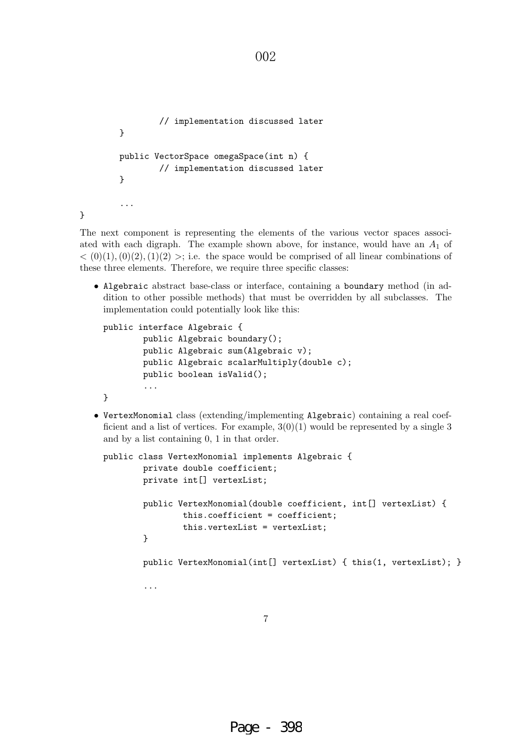```
                // implementation discussed later
        }

        public VectorSpace omegaSpace(int n) {
                // implementation discussed later
        }

        ...
}
```

The next component is representing the elements of the various vector spaces associated with each digraph. The example shown above, for instance, would have an $A_1$ of $< (0)(1), (0)(2), (1)(2) >$; i.e. the space would be comprised of all linear combinations of these three elements. Therefore, we require three specific classes:

- `Algebraic` abstract base-class or interface, containing a `boundary` method (in addition to other possible methods) that must be overridden by all subclasses. The implementation could potentially look like this:

```
public interface Algebraic {
        public Algebraic boundary();
        public Algebraic sum(Algebraic v);
        public Algebraic scalarMultiply(double c);
        public boolean isValid();
        ...
}
```

- `VertexMonomial` class (extending/implementing `Algebraic`) containing a real coefficient and a list of vertices. For example, $3(0)(1)$ would be represented by a single 3 and by a list containing 0, 1 in that order.

```
public class VertexMonomial implements Algebraic {
        private double coefficient;
        private int[] vertexList;

        public VertexMonomial(double coefficient, int[] vertexList) {
                this.coefficient = coefficient;
                this.vertexList = vertexList;
        }

        public VertexMonomial(int[] vertexList) { this(1, vertexList); }

        ...
```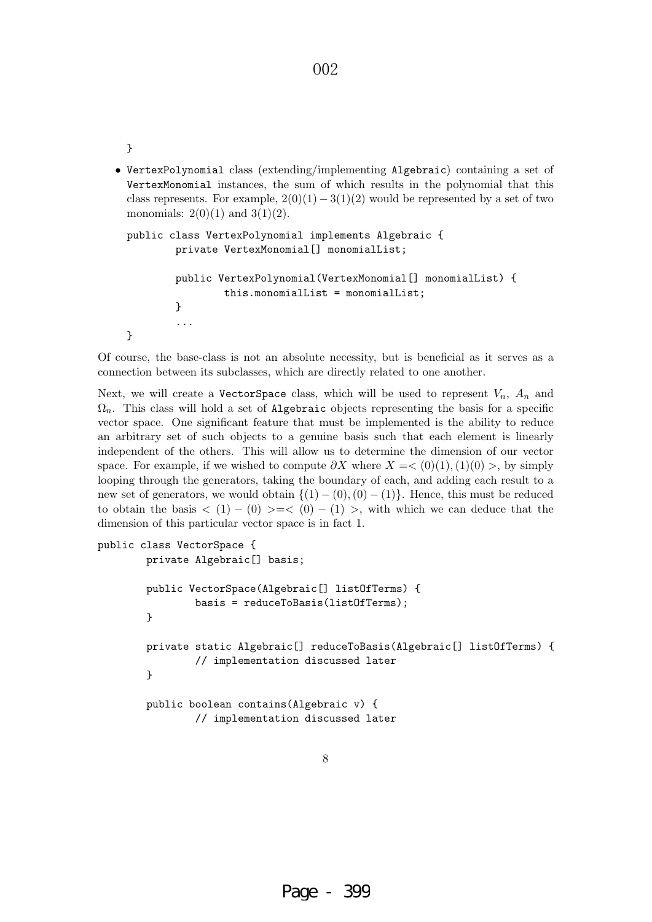```
}
```

- `VertexPolynomial` class (extending/implementing `Algebraic`) containing a set of `VertexMonomial` instances, the sum of which results in the polynomial that this class represents. For example, $2(0)(1) - 3(1)(2)$ would be represented by a set of two monomials: $2(0)(1)$ and $3(1)(2)$.

```
public class VertexPolynomial implements Algebraic {
        private VertexMonomial[] monomialList;

        public VertexPolynomial(VertexMonomial[] monomialList) {
                this.monomialList = monomialList;
        }
        ...
}
```

Of course, the base-class is not an absolute necessity, but is beneficial as it serves as a connection between its subclasses, which are directly related to one another.

Next, we will create a `VectorSpace` class, which will be used to represent $V_n$, $A_n$ and $\Omega_n$. This class will hold a set of `Algebraic` objects representing the basis for a specific vector space. One significant feature that must be implemented is the ability to reduce an arbitrary set of such objects to a genuine basis such that each element is linearly independent of the others. This will allow us to determine the dimension of our vector space. For example, if we wished to compute $\partial X$ where $X = <(0)(1), (1)(0)>$, by simply looping through the generators, taking the boundary of each, and adding each result to a new set of generators, we would obtain $\{(1) - (0), (0) - (1)\}$. Hence, this must be reduced to obtain the basis $<(1) - (0)> = <(0) - (1)>$, with which we can deduce that the dimension of this particular vector space is in fact 1.

```
public class VectorSpace {
        private Algebraic[] basis;

        public VectorSpace(Algebraic[] listOfTerms) {
                basis = reduceToBasis(listOfTerms);
        }

        private static Algebraic[] reduceToBasis(Algebraic[] listOfTerms) {
                // implementation discussed later
        }

        public boolean contains(Algebraic v) {
                // implementation discussed later
```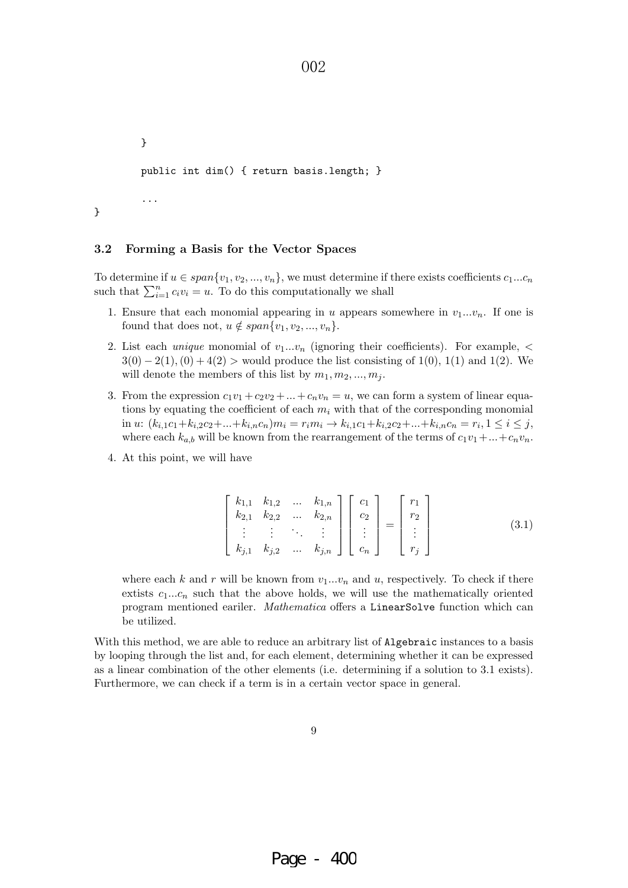```
    }

    public int dim() { return basis.length; }

    ...
}
```

### 3.2 Forming a Basis for the Vector Spaces

To determine if $u \in span\{v_1, v_2, ..., v_n\}$, we must determine if there exists coefficients $c_1...c_n$ such that $\sum_{i=1}^{n} c_i v_i = u$. To do this computationally we shall

1. Ensure that each monomial appearing in $u$ appears somewhere in $v_1...v_n$. If one is found that does not, $u \notin span\{v_1, v_2, ..., v_n\}$.

2. List each *unique* monomial of $v_1...v_n$ (ignoring their coefficients). For example, $< 3(0) - 2(1), (0) + 4(2) >$ would produce the list consisting of $1(0)$, $1(1)$ and $1(2)$. We will denote the members of this list by $m_1, m_2, ..., m_j$.

3. From the expression $c_1 v_1 + c_2 v_2 + ... + c_n v_n = u$, we can form a system of linear equations by equating the coefficient of each $m_i$ with that of the corresponding monomial in $u$: $(k_{i,1}c_1 + k_{i,2}c_2 + ... + k_{i,n}c_n)m_i = r_i m_i \rightarrow k_{i,1}c_1 + k_{i,2}c_2 + ... + k_{i,n}c_n = r_i, 1 \le i \le j$, where each $k_{a,b}$ will be known from the rearrangement of the terms of $c_1 v_1 + ... + c_n v_n$.

4. At this point, we will have

$$\begin{bmatrix} k_{1,1} & k_{1,2} & ... & k_{1,n} \\ k_{2,1} & k_{2,2} & ... & k_{2,n} \\ \vdots & \vdots & \ddots & \vdots \\ k_{j,1} & k_{j,2} & ... & k_{j,n} \end{bmatrix} \begin{bmatrix} c_1 \\ c_2 \\ \vdots \\ c_n \end{bmatrix} = \begin{bmatrix} r_1 \\ r_2 \\ \vdots \\ r_j \end{bmatrix} \tag{3.1}$$

   where each $k$ and $r$ will be known from $v_1...v_n$ and $u$, respectively. To check if there extists $c_1...c_n$ such that the above holds, we will use the mathematically oriented program mentioned eariler. *Mathematica* offers a `LinearSolve` function which can be utilized.

With this method, we are able to reduce an arbitrary list of `Algebraic` instances to a basis by looping through the list and, for each element, determining whether it can be expressed as a linear combination of the other elements (i.e. determining if a solution to 3.1 exists). Furthermore, we can check if a term is in a certain vector space in general.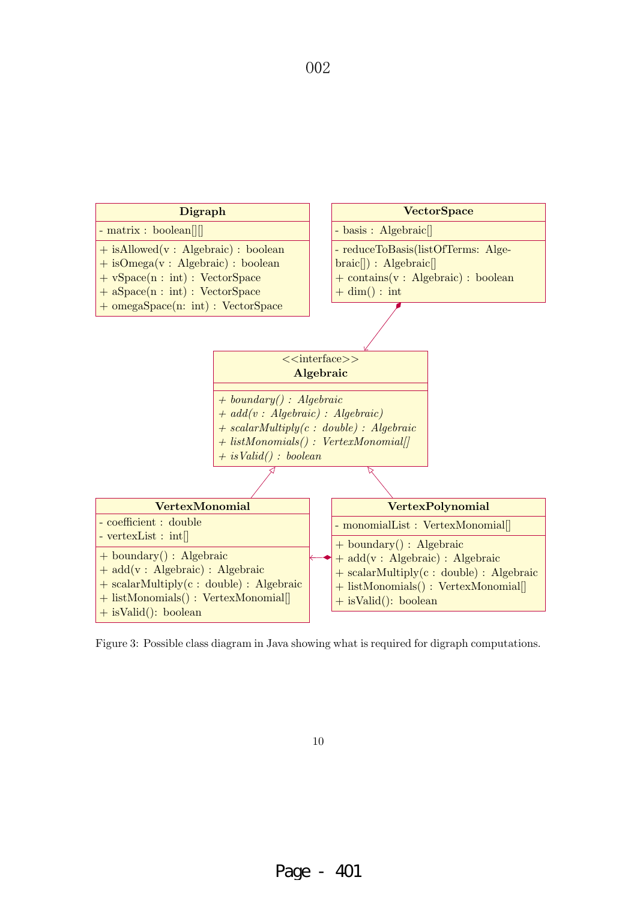**Digraph**

- matrix : boolean[][]

+ isAllowed(v : Algebraic) : boolean
+ isOmega(v : Algebraic) : boolean
+ vSpace(n : int) : VectorSpace
+ aSpace(n : int) : VectorSpace
+ omegaSpace(n: int) : VectorSpace

**VectorSpace**

- basis : Algebraic[]

- reduceToBasis(listOfTerms: Algebraic[]) : Algebraic[]
+ contains(v : Algebraic) : boolean
+ dim() : int

<<interface>>
**Algebraic**

*+ boundary() : Algebraic*
*+ add(v : Algebraic) : Algebraic)*
*+ scalarMultiply(c : double) : Algebraic*
*+ listMonomials() : VertexMonomial[]*
*+ isValid() : boolean*

**VertexMonomial**

- coefficient : double
- vertexList : int[]

+ boundary() : Algebraic
+ add(v : Algebraic) : Algebraic
+ scalarMultiply(c : double) : Algebraic
+ listMonomials() : VertexMonomial[]
+ isValid(): boolean

**VertexPolynomial**

- monomialList : VertexMonomial[]

+ boundary() : Algebraic
+ add(v : Algebraic) : Algebraic
+ scalarMultiply(c : double) : Algebraic
+ listMonomials() : VertexMonomial[]
+ isValid(): boolean

Figure 3: Possible class diagram in Java showing what is required for digraph computations.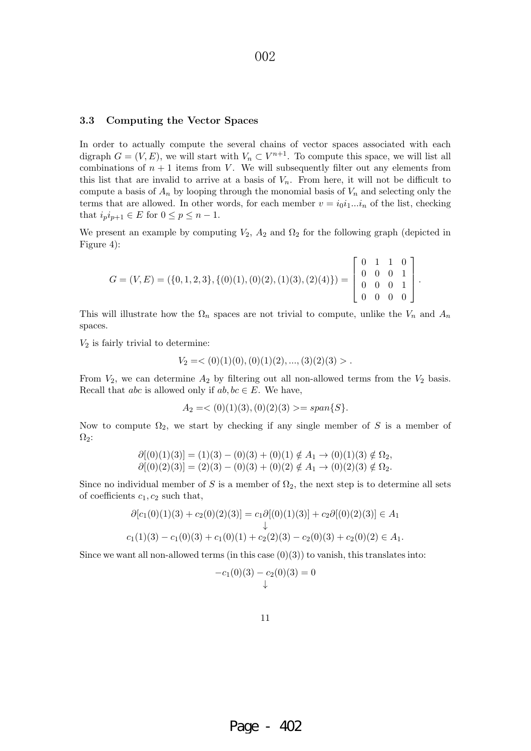### 3.3 Computing the Vector Spaces

In order to actually compute the several chains of vector spaces associated with each digraph $G = (V, E)$, we will start with $V_n \subset V^{n+1}$. To compute this space, we will list all combinations of $n+1$ items from $V$. We will subsequently filter out any elements from this list that are invalid to arrive at a basis of $V_n$. From here, it will not be difficult to compute a basis of $A_n$ by looping through the monomial basis of $V_n$ and selecting only the terms that are allowed. In other words, for each member $v = i_0 i_1 ... i_n$ of the list, checking that $i_p i_{p+1} \in E$ for $0 \leq p \leq n-1$.

We present an example by computing $V_2$, $A_2$ and $\Omega_2$ for the following graph (depicted in Figure 4):

$$G = (V, E) = (\{0, 1, 2, 3\}, \{(0)(1), (0)(2), (1)(3), (2)(4)\}) = \begin{bmatrix} 0 & 1 & 1 & 0 \\ 0 & 0 & 0 & 1 \\ 0 & 0 & 0 & 1 \\ 0 & 0 & 0 & 0 \end{bmatrix}.$$

This will illustrate how the $\Omega_n$ spaces are not trivial to compute, unlike the $V_n$ and $A_n$ spaces.

$V_2$ is fairly trivial to determine:

$$V_2 = < (0)(1)(0), (0)(1)(2), ..., (3)(2)(3) > .$$

From $V_2$, we can determine $A_2$ by filtering out all non-allowed terms from the $V_2$ basis. Recall that $abc$ is allowed only if $ab, bc \in E$. We have,

$$A_2 = < (0)(1)(3), (0)(2)(3) > = span\{S\}.$$

Now to compute $\Omega_2$, we start by checking if any single member of $S$ is a member of $\Omega_2$:

$$\partial[(0)(1)(3)] = (1)(3) - (0)(3) + (0)(1) \notin A_1 \rightarrow (0)(1)(3) \notin \Omega_2,$$
$$\partial[(0)(2)(3)] = (2)(3) - (0)(3) + (0)(2) \notin A_1 \rightarrow (0)(2)(3) \notin \Omega_2.$$

Since no individual member of $S$ is a member of $\Omega_2$, the next step is to determine all sets of coefficients $c_1, c_2$ such that,

$$\partial[c_1(0)(1)(3) + c_2(0)(2)(3)] = c_1 \partial[(0)(1)(3)] + c_2 \partial[(0)(2)(3)] \in A_1$$
$$\downarrow$$
$$c_1(1)(3) - c_1(0)(3) + c_1(0)(1) + c_2(2)(3) - c_2(0)(3) + c_2(0)(2) \in A_1.$$

Since we want all non-allowed terms (in this case $(0)(3)$) to vanish, this translates into:

$$-c_1(0)(3) - c_2(0)(3) = 0$$
$$\downarrow$$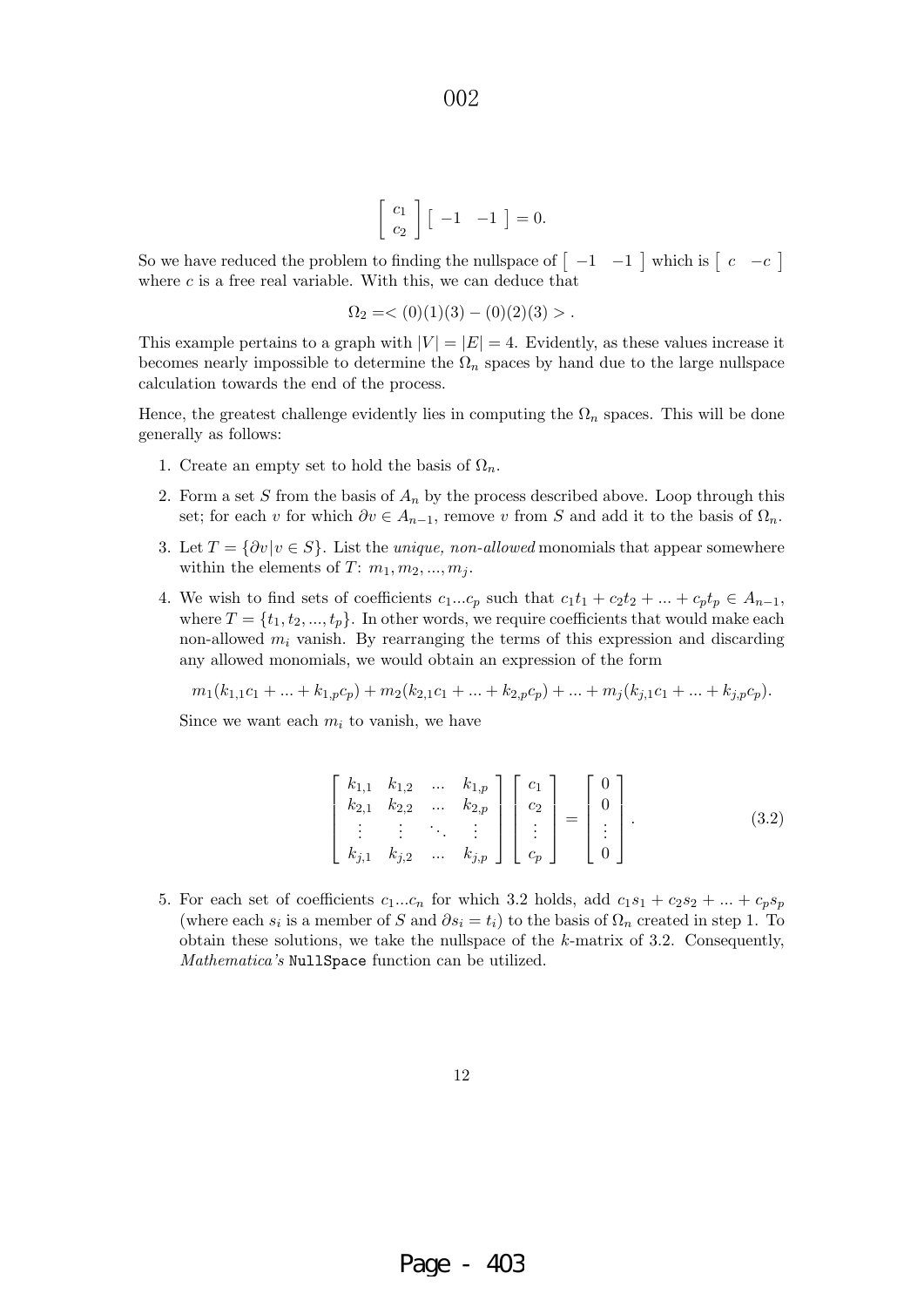$$\begin{bmatrix} c_1 \\ c_2 \end{bmatrix} \begin{bmatrix} -1 & -1 \end{bmatrix} = 0.$$

So we have reduced the problem to finding the nullspace of $\begin{bmatrix} -1 & -1 \end{bmatrix}$ which is $\begin{bmatrix} c & -c \end{bmatrix}$ where $c$ is a free real variable. With this, we can deduce that

$$\Omega_2 =< (0)(1)(3) - (0)(2)(3) > .$$

This example pertains to a graph with $|V| = |E| = 4$. Evidently, as these values increase it becomes nearly impossible to determine the $\Omega_n$ spaces by hand due to the large nullspace calculation towards the end of the process.

Hence, the greatest challenge evidently lies in computing the $\Omega_n$ spaces. This will be done generally as follows:

1. Create an empty set to hold the basis of $\Omega_n$.
2. Form a set $S$ from the basis of $A_n$ by the process described above. Loop through this set; for each $v$ for which $\partial v \in A_{n-1}$, remove $v$ from $S$ and add it to the basis of $\Omega_n$.
3. Let $T = \{\partial v | v \in S\}$. List the *unique, non-allowed* monomials that appear somewhere within the elements of $T$: $m_1, m_2, ..., m_j$.
4. We wish to find sets of coefficients $c_1...c_p$ such that $c_1 t_1 + c_2 t_2 + ... + c_p t_p \in A_{n-1}$, where $T = \{t_1, t_2, ..., t_p\}$. In other words, we require coefficients that would make each non-allowed $m_i$ vanish. By rearranging the terms of this expression and discarding any allowed monomials, we would obtain an expression of the form

   $$m_1(k_{1,1}c_1 + ... + k_{1,p}c_p) + m_2(k_{2,1}c_1 + ... + k_{2,p}c_p) + ... + m_j(k_{j,1}c_1 + ... + k_{j,p}c_p).$$

   Since we want each $m_i$ to vanish, we have

   $$\begin{bmatrix} k_{1,1} & k_{1,2} & ... & k_{1,p} \\ k_{2,1} & k_{2,2} & ... & k_{2,p} \\ \vdots & \vdots & \ddots & \vdots \\ k_{j,1} & k_{j,2} & ... & k_{j,p} \end{bmatrix} \begin{bmatrix} c_1 \\ c_2 \\ \vdots \\ c_p \end{bmatrix} = \begin{bmatrix} 0 \\ 0 \\ \vdots \\ 0 \end{bmatrix}. \tag{3.2}$$

5. For each set of coefficients $c_1...c_n$ for which 3.2 holds, add $c_1 s_1 + c_2 s_2 + ... + c_p s_p$ (where each $s_i$ is a member of $S$ and $\partial s_i = t_i$) to the basis of $\Omega_n$ created in step 1. To obtain these solutions, we take the nullspace of the $k$-matrix of 3.2. Consequently, *Mathematica's* `NullSpace` function can be utilized.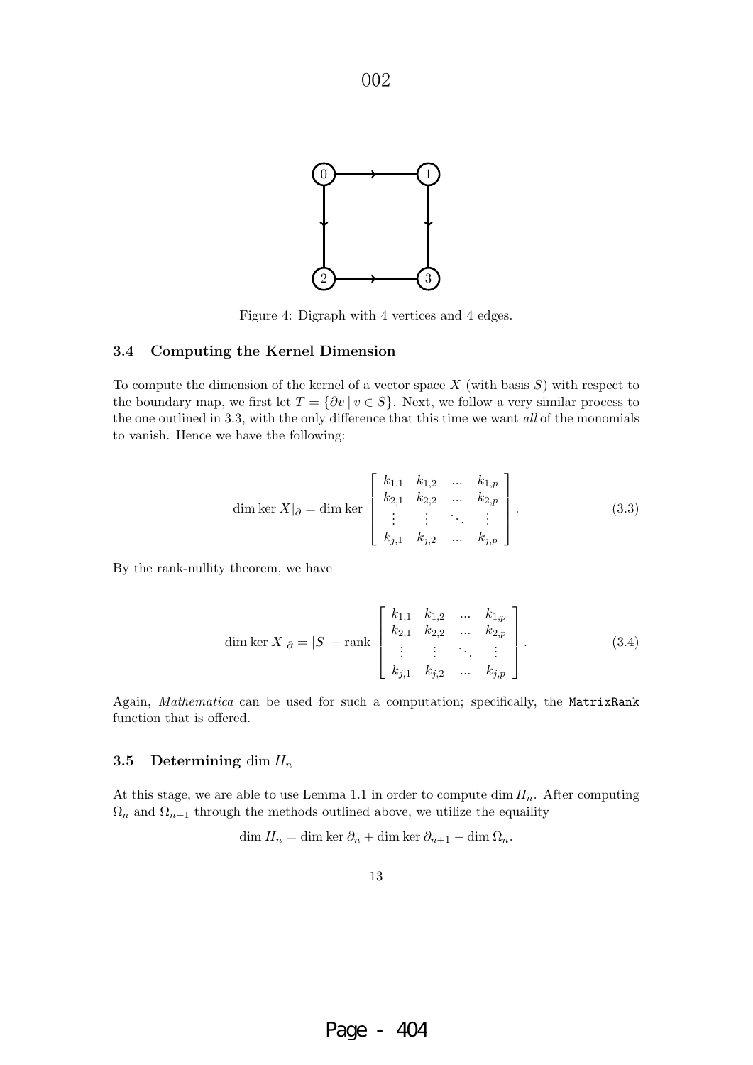Figure 4: Digraph with 4 vertices and 4 edges.

### 3.4 Computing the Kernel Dimension

To compute the dimension of the kernel of a vector space $X$ (with basis $S$) with respect to the boundary map, we first let $T = \{\partial v \mid v \in S\}$. Next, we follow a very similar process to the one outlined in 3.3, with the only difference that this time we want *all* of the monomials to vanish. Hence we have the following:

$$\dim \ker X|_{\partial} = \dim \ker \begin{bmatrix} k_{1,1} & k_{1,2} & \dots & k_{1,p} \\ k_{2,1} & k_{2,2} & \dots & k_{2,p} \\ \vdots & \vdots & \ddots & \vdots \\ k_{j,1} & k_{j,2} & \dots & k_{j,p} \end{bmatrix}. \tag{3.3}$$

By the rank-nullity theorem, we have

$$\dim \ker X|_{\partial} = |S| - \text{rank} \begin{bmatrix} k_{1,1} & k_{1,2} & \dots & k_{1,p} \\ k_{2,1} & k_{2,2} & \dots & k_{2,p} \\ \vdots & \vdots & \ddots & \vdots \\ k_{j,1} & k_{j,2} & \dots & k_{j,p} \end{bmatrix}. \tag{3.4}$$

Again, *Mathematica* can be used for such a computation; specifically, the `MatrixRank` function that is offered.

### 3.5 Determining $\dim H_n$

At this stage, we are able to use Lemma 1.1 in order to compute $\dim H_n$. After computing $\Omega_n$ and $\Omega_{n+1}$ through the methods outlined above, we utilize the equaility

$$\dim H_n = \dim \ker \partial_n + \dim \ker \partial_{n+1} - \dim \Omega_n.$$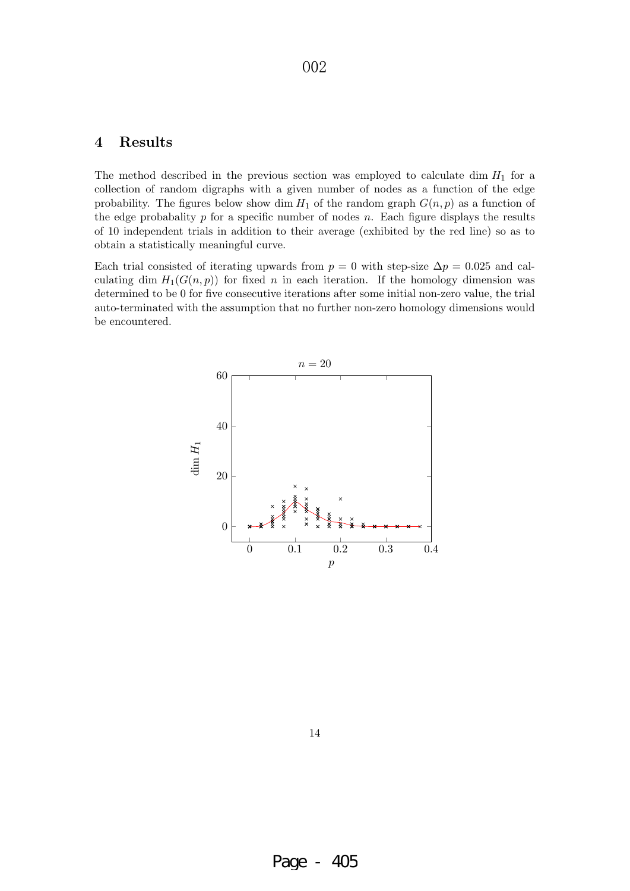## 4 Results

The method described in the previous section was employed to calculate dim $H_1$ for a collection of random digraphs with a given number of nodes as a function of the edge probability. The figures below show dim $H_1$ of the random graph $G(n, p)$ as a function of the edge probabality $p$ for a specific number of nodes $n$. Each figure displays the results of 10 independent trials in addition to their average (exhibited by the red line) so as to obtain a statistically meaningful curve.

Each trial consisted of iterating upwards from $p = 0$ with step-size $\Delta p = 0.025$ and calculating dim $H_1(G(n, p))$ for fixed $n$ in each iteration. If the homology dimension was determined to be 0 for five consecutive iterations after some initial non-zero value, the trial auto-terminated with the assumption that no further non-zero homology dimensions would be encountered.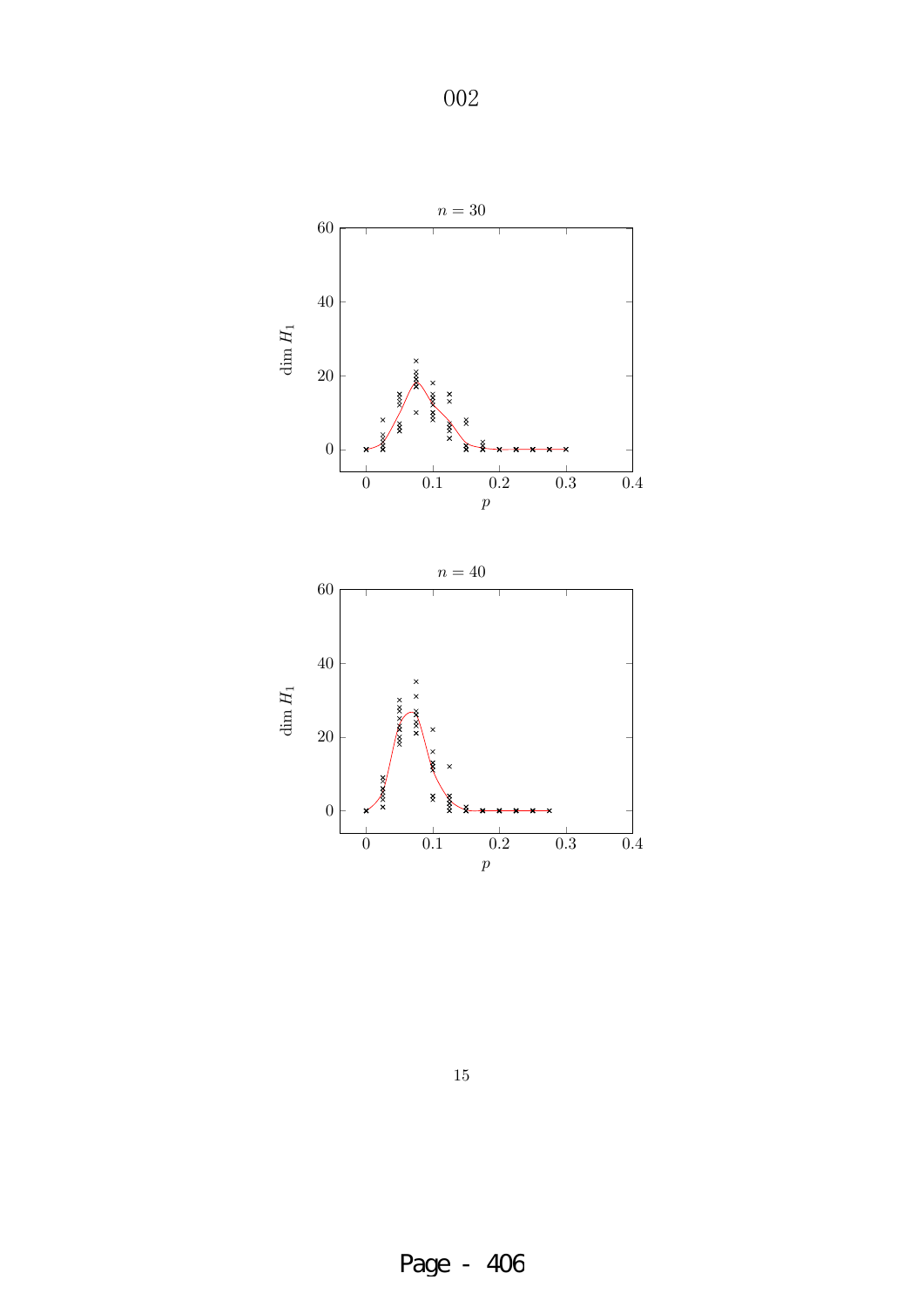002

$n = 30$

$n = 40$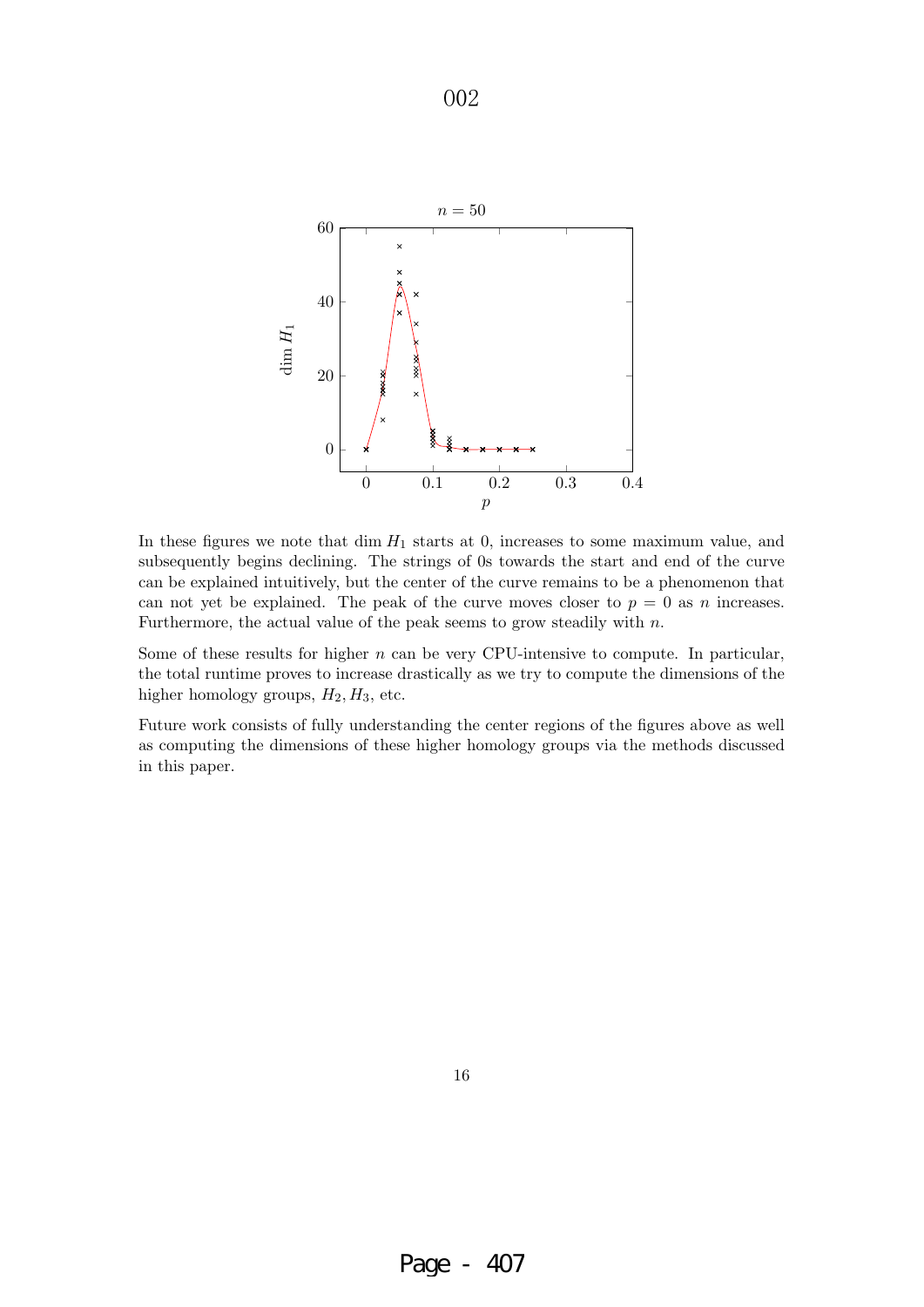In these figures we note that $\dim H_1$ starts at 0, increases to some maximum value, and subsequently begins declining. The strings of 0s towards the start and end of the curve can be explained intuitively, but the center of the curve remains to be a phenomenon that can not yet be explained. The peak of the curve moves closer to $p = 0$ as $n$ increases. Furthermore, the actual value of the peak seems to grow steadily with $n$.

Some of these results for higher $n$ can be very CPU-intensive to compute. In particular, the total runtime proves to increase drastically as we try to compute the dimensions of the higher homology groups, $H_2, H_3$, etc.

Future work consists of fully understanding the center regions of the figures above as well as computing the dimensions of these higher homology groups via the methods discussed in this paper.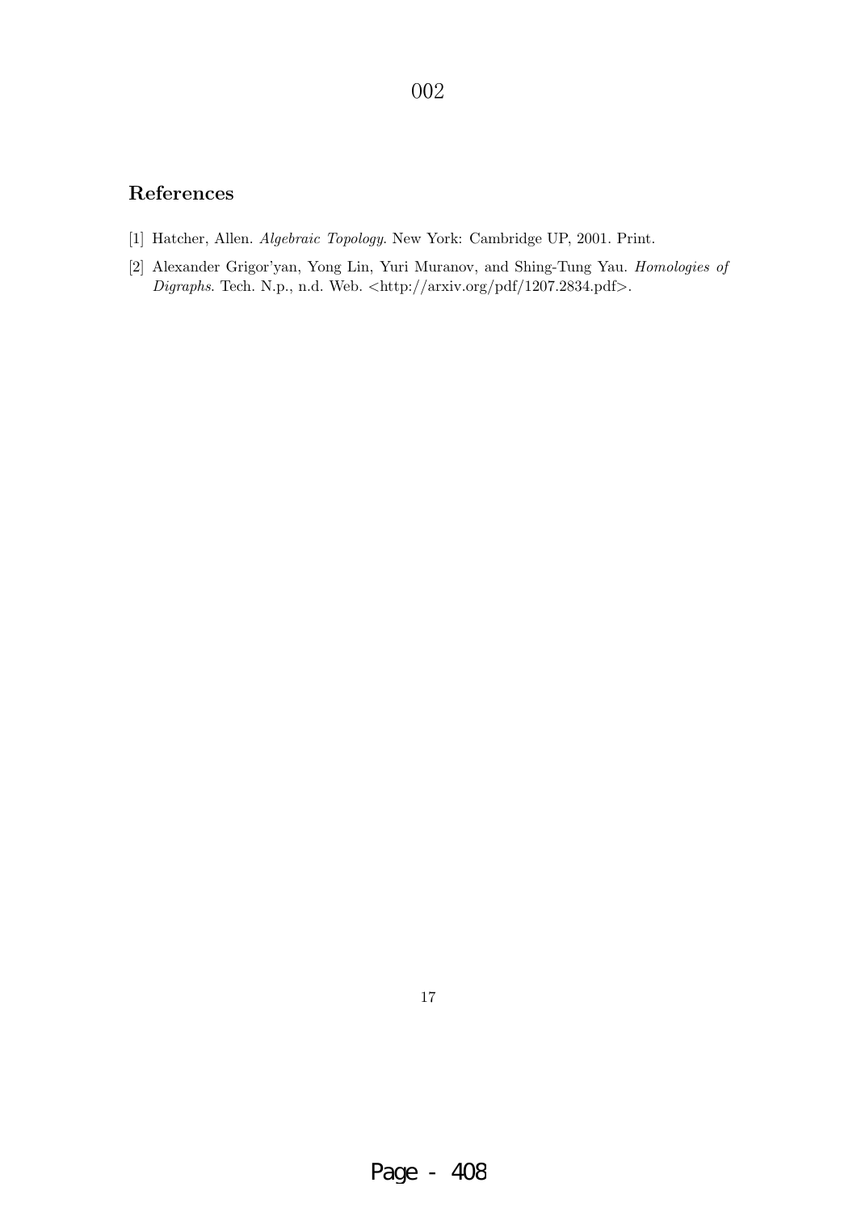## References

[1] Hatcher, Allen. *Algebraic Topology*. New York: Cambridge UP, 2001. Print.

[2] Alexander Grigor'yan, Yong Lin, Yuri Muranov, and Shing-Tung Yau. *Homologies of Digraphs*. Tech. N.p., n.d. Web. <http://arxiv.org/pdf/1207.2834.pdf>.